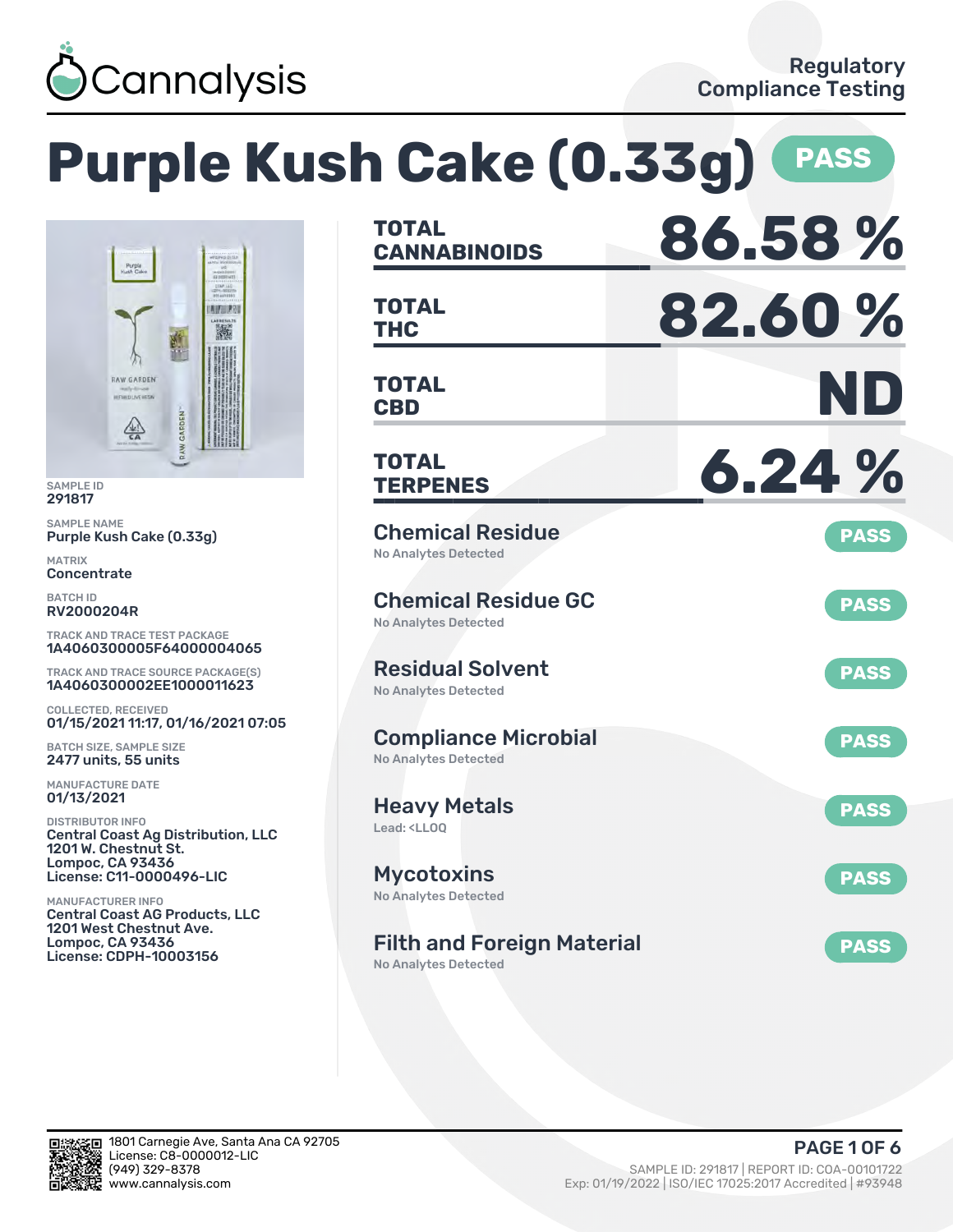Cannalysis

Regulatory Compliance Testing

# Purple Kush Cake (0.33g) PASS

SAMPLE ID
291817

SAMPLE NAME
Purple Kush Cake (0.33g)

MATRIX
Concentrate

BATCH ID
RV2000204R

TRACK AND TRACE TEST PACKAGE
1A4060300005F64000004065

TRACK AND TRACE SOURCE PACKAGE(S)
1A4060300002EE1000011623

COLLECTED, RECEIVED
01/15/2021 11:17, 01/16/2021 07:05

BATCH SIZE, SAMPLE SIZE
2477 units, 55 units

MANUFACTURE DATE
01/13/2021

DISTRIBUTOR INFO
Central Coast Ag Distribution, LLC
1201 W. Chestnut St.
Lompoc, CA 93436
License: C11-0000496-LIC

MANUFACTURER INFO
Central Coast AG Products, LLC
1201 West Chestnut Ave.
Lompoc, CA 93436
License: CDPH-10003156

| | |
|---|---|
| **TOTAL CANNABINOIDS** | **86.58 %** |
| **TOTAL THC** | **82.60 %** |
| **TOTAL CBD** | **ND** |
| **TOTAL TERPENES** | **6.24 %** |

| Test | Result |
|---|---|
| **Chemical Residue**<br>No Analytes Detected | PASS |
| **Chemical Residue GC**<br>No Analytes Detected | PASS |
| **Residual Solvent**<br>No Analytes Detected | PASS |
| **Compliance Microbial**<br>No Analytes Detected | PASS |
| **Heavy Metals**<br>Lead: <LLOQ | PASS |
| **Mycotoxins**<br>No Analytes Detected | PASS |
| **Filth and Foreign Material**<br>No Analytes Detected | PASS |

1801 Carnegie Ave, Santa Ana CA 92705
License: C8-0000012-LIC
(949) 329-8378
www.cannalysis.com

SAMPLE ID: 291817 | REPORT ID: COA-00101722
Exp: 01/19/2022 | ISO/IEC 17025:2017 Accredited | #93948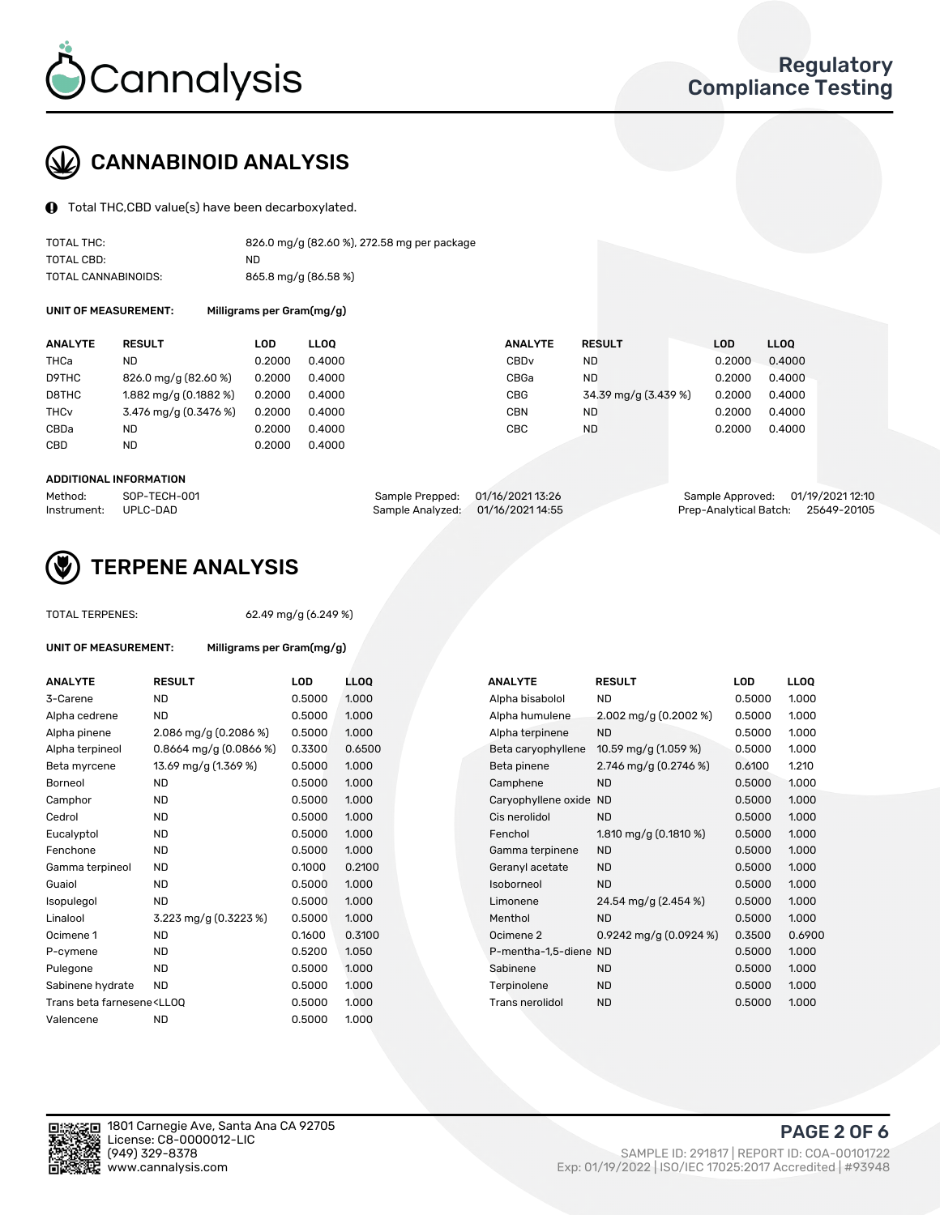# Cannalysis

## Regulatory Compliance Testing

## CANNABINOID ANALYSIS

Total THC,CBD value(s) have been decarboxylated.

| | |
|---|---|
| TOTAL THC: | 826.0 mg/g (82.60 %), 272.58 mg per package |
| TOTAL CBD: | ND |
| TOTAL CANNABINOIDS: | 865.8 mg/g (86.58 %) |

**UNIT OF MEASUREMENT:** Milligrams per Gram(mg/g)

| ANALYTE | RESULT | LOD | LLOQ |
|---|---|---|---|
| THCa | ND | 0.2000 | 0.4000 |
| D9THC | 826.0 mg/g (82.60 %) | 0.2000 | 0.4000 |
| D8THC | 1.882 mg/g (0.1882 %) | 0.2000 | 0.4000 |
| THCv | 3.476 mg/g (0.3476 %) | 0.2000 | 0.4000 |
| CBDa | ND | 0.2000 | 0.4000 |
| CBD | ND | 0.2000 | 0.4000 |
| CBDv | ND | 0.2000 | 0.4000 |
| CBGa | ND | 0.2000 | 0.4000 |
| CBG | 34.39 mg/g (3.439 %) | 0.2000 | 0.4000 |
| CBN | ND | 0.2000 | 0.4000 |
| CBC | ND | 0.2000 | 0.4000 |

**ADDITIONAL INFORMATION**

| | | | | | |
|---|---|---|---|---|---|
| Method: | SOP-TECH-001 | Sample Prepped: | 01/16/2021 13:26 | Sample Approved: | 01/19/2021 12:10 |
| Instrument: | UPLC-DAD | Sample Analyzed: | 01/16/2021 14:55 | Prep-Analytical Batch: | 25649-20105 |

## TERPENE ANALYSIS

TOTAL TERPENES: 62.49 mg/g (6.249 %)

**UNIT OF MEASUREMENT:** Milligrams per Gram(mg/g)

| ANALYTE | RESULT | LOD | LLOQ |
|---|---|---|---|
| 3-Carene | ND | 0.5000 | 1.000 |
| Alpha cedrene | ND | 0.5000 | 1.000 |
| Alpha pinene | 2.086 mg/g (0.2086 %) | 0.5000 | 1.000 |
| Alpha terpineol | 0.8664 mg/g (0.0866 %) | 0.3300 | 0.6500 |
| Beta myrcene | 13.69 mg/g (1.369 %) | 0.5000 | 1.000 |
| Borneol | ND | 0.5000 | 1.000 |
| Camphor | ND | 0.5000 | 1.000 |
| Cedrol | ND | 0.5000 | 1.000 |
| Eucalyptol | ND | 0.5000 | 1.000 |
| Fenchone | ND | 0.5000 | 1.000 |
| Gamma terpineol | ND | 0.1000 | 0.2100 |
| Guaiol | ND | 0.5000 | 1.000 |
| Isopulegol | ND | 0.5000 | 1.000 |
| Linalool | 3.223 mg/g (0.3223 %) | 0.5000 | 1.000 |
| Ocimene 1 | ND | 0.1600 | 0.3100 |
| P-cymene | ND | 0.5200 | 1.050 |
| Pulegone | ND | 0.5000 | 1.000 |
| Sabinene hydrate | ND | 0.5000 | 1.000 |
| Trans beta farnesene | <LLOQ | 0.5000 | 1.000 |
| Valencene | ND | 0.5000 | 1.000 |
| Alpha bisabolol | ND | 0.5000 | 1.000 |
| Alpha humulene | 2.002 mg/g (0.2002 %) | 0.5000 | 1.000 |
| Alpha terpinene | ND | 0.5000 | 1.000 |
| Beta caryophyllene | 10.59 mg/g (1.059 %) | 0.5000 | 1.000 |
| Beta pinene | 2.746 mg/g (0.2746 %) | 0.6100 | 1.210 |
| Camphene | ND | 0.5000 | 1.000 |
| Caryophyllene oxide | ND | 0.5000 | 1.000 |
| Cis nerolidol | ND | 0.5000 | 1.000 |
| Fenchol | 1.810 mg/g (0.1810 %) | 0.5000 | 1.000 |
| Gamma terpinene | ND | 0.5000 | 1.000 |
| Geranyl acetate | ND | 0.5000 | 1.000 |
| Isoborneol | ND | 0.5000 | 1.000 |
| Limonene | 24.54 mg/g (2.454 %) | 0.5000 | 1.000 |
| Menthol | ND | 0.5000 | 1.000 |
| Ocimene 2 | 0.9242 mg/g (0.0924 %) | 0.3500 | 0.6900 |
| P-mentha-1,5-diene | ND | 0.5000 | 1.000 |
| Sabinene | ND | 0.5000 | 1.000 |
| Terpinolene | ND | 0.5000 | 1.000 |
| Trans nerolidol | ND | 0.5000 | 1.000 |

1801 Carnegie Ave, Santa Ana CA 92705
License: C8-0000012-LIC
(949) 329-8378
www.cannalysis.com

SAMPLE ID: 291817 | REPORT ID: COA-00101722
Exp: 01/19/2022 | ISO/IEC 17025:2017 Accredited | #93948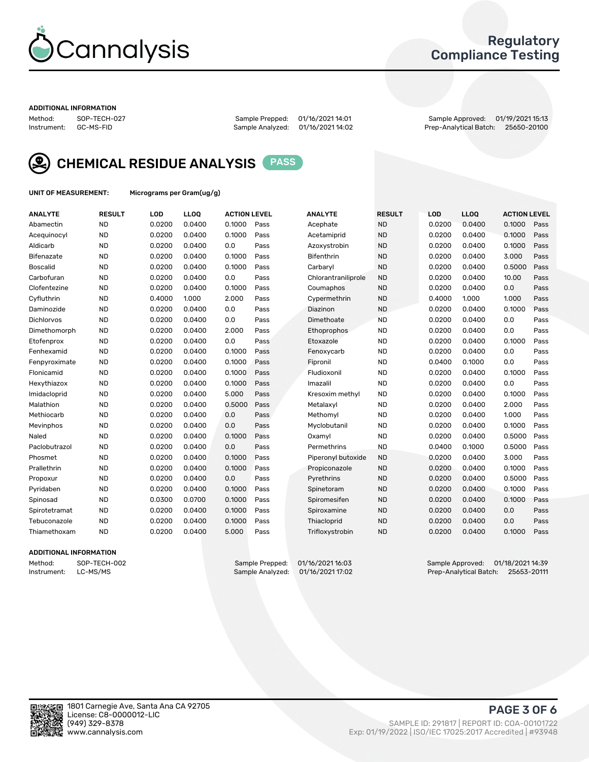# Cannalysis

## Regulatory Compliance Testing

### ADDITIONAL INFORMATION

Method: SOP-TECH-027
Instrument: GC-MS-FID
Sample Prepped: 01/16/2021 14:01
Sample Analyzed: 01/16/2021 14:02
Sample Approved: 01/19/2021 15:13
Prep-Analytical Batch: 25650-20100

## CHEMICAL RESIDUE ANALYSIS PASS

**UNIT OF MEASUREMENT:** Micrograms per Gram(ug/g)

| ANALYTE | RESULT | LOD | LLOQ | ACTION LEVEL | | ANALYTE | RESULT | LOD | LLOQ | ACTION LEVEL | |
|---|---|---|---|---|---|---|---|---|---|---|---|
| Abamectin | ND | 0.0200 | 0.0400 | 0.1000 | Pass | Acephate | ND | 0.0200 | 0.0400 | 0.1000 | Pass |
| Acequinocyl | ND | 0.0200 | 0.0400 | 0.1000 | Pass | Acetamiprid | ND | 0.0200 | 0.0400 | 0.1000 | Pass |
| Aldicarb | ND | 0.0200 | 0.0400 | 0.0 | Pass | Azoxystrobin | ND | 0.0200 | 0.0400 | 0.1000 | Pass |
| Bifenazate | ND | 0.0200 | 0.0400 | 0.1000 | Pass | Bifenthrin | ND | 0.0200 | 0.0400 | 3.000 | Pass |
| Boscalid | ND | 0.0200 | 0.0400 | 0.1000 | Pass | Carbaryl | ND | 0.0200 | 0.0400 | 0.5000 | Pass |
| Carbofuran | ND | 0.0200 | 0.0400 | 0.0 | Pass | Chlorantraniliprole | ND | 0.0200 | 0.0400 | 10.00 | Pass |
| Clofentezine | ND | 0.0200 | 0.0400 | 0.1000 | Pass | Coumaphos | ND | 0.0200 | 0.0400 | 0.0 | Pass |
| Cyfluthrin | ND | 0.4000 | 1.000 | 2.000 | Pass | Cypermethrin | ND | 0.4000 | 1.000 | 1.000 | Pass |
| Daminozide | ND | 0.0200 | 0.0400 | 0.0 | Pass | Diazinon | ND | 0.0200 | 0.0400 | 0.1000 | Pass |
| Dichlorvos | ND | 0.0200 | 0.0400 | 0.0 | Pass | Dimethoate | ND | 0.0200 | 0.0400 | 0.0 | Pass |
| Dimethomorph | ND | 0.0200 | 0.0400 | 2.000 | Pass | Ethoprophos | ND | 0.0200 | 0.0400 | 0.0 | Pass |
| Etofenprox | ND | 0.0200 | 0.0400 | 0.0 | Pass | Etoxazole | ND | 0.0200 | 0.0400 | 0.1000 | Pass |
| Fenhexamid | ND | 0.0200 | 0.0400 | 0.1000 | Pass | Fenoxycarb | ND | 0.0200 | 0.0400 | 0.0 | Pass |
| Fenpyroximate | ND | 0.0200 | 0.0400 | 0.1000 | Pass | Fipronil | ND | 0.0400 | 0.1000 | 0.0 | Pass |
| Flonicamid | ND | 0.0200 | 0.0400 | 0.1000 | Pass | Fludioxonil | ND | 0.0200 | 0.0400 | 0.1000 | Pass |
| Hexythiazox | ND | 0.0200 | 0.0400 | 0.1000 | Pass | Imazalil | ND | 0.0200 | 0.0400 | 0.0 | Pass |
| Imidacloprid | ND | 0.0200 | 0.0400 | 5.000 | Pass | Kresoxim methyl | ND | 0.0200 | 0.0400 | 0.1000 | Pass |
| Malathion | ND | 0.0200 | 0.0400 | 0.5000 | Pass | Metalaxyl | ND | 0.0200 | 0.0400 | 2.000 | Pass |
| Methiocarb | ND | 0.0200 | 0.0400 | 0.0 | Pass | Methomyl | ND | 0.0200 | 0.0400 | 1.000 | Pass |
| Mevinphos | ND | 0.0200 | 0.0400 | 0.0 | Pass | Myclobutanil | ND | 0.0200 | 0.0400 | 0.1000 | Pass |
| Naled | ND | 0.0200 | 0.0400 | 0.1000 | Pass | Oxamyl | ND | 0.0200 | 0.0400 | 0.5000 | Pass |
| Paclobutrazol | ND | 0.0200 | 0.0400 | 0.0 | Pass | Permethrins | ND | 0.0400 | 0.1000 | 0.5000 | Pass |
| Phosmet | ND | 0.0200 | 0.0400 | 0.1000 | Pass | Piperonyl butoxide | ND | 0.0200 | 0.0400 | 3.000 | Pass |
| Prallethrin | ND | 0.0200 | 0.0400 | 0.1000 | Pass | Propiconazole | ND | 0.0200 | 0.0400 | 0.1000 | Pass |
| Propoxur | ND | 0.0200 | 0.0400 | 0.0 | Pass | Pyrethrins | ND | 0.0200 | 0.0400 | 0.5000 | Pass |
| Pyridaben | ND | 0.0200 | 0.0400 | 0.1000 | Pass | Spinetoram | ND | 0.0200 | 0.0400 | 0.1000 | Pass |
| Spinosad | ND | 0.0300 | 0.0700 | 0.1000 | Pass | Spiromesifen | ND | 0.0200 | 0.0400 | 0.1000 | Pass |
| Spirotetramat | ND | 0.0200 | 0.0400 | 0.1000 | Pass | Spiroxamine | ND | 0.0200 | 0.0400 | 0.0 | Pass |
| Tebuconazole | ND | 0.0200 | 0.0400 | 0.1000 | Pass | Thiacloprid | ND | 0.0200 | 0.0400 | 0.0 | Pass |
| Thiamethoxam | ND | 0.0200 | 0.0400 | 5.000 | Pass | Trifloxystrobin | ND | 0.0200 | 0.0400 | 0.1000 | Pass |

### ADDITIONAL INFORMATION

Method: SOP-TECH-002
Instrument: LC-MS/MS
Sample Prepped: 01/16/2021 16:03
Sample Analyzed: 01/16/2021 17:02
Sample Approved: 01/18/2021 14:39
Prep-Analytical Batch: 25653-20111

1801 Carnegie Ave, Santa Ana CA 92705
License: C8-0000012-LIC
(949) 329-8378
www.cannalysis.com

SAMPLE ID: 291817 | REPORT ID: COA-00101722
Exp: 01/19/2022 | ISO/IEC 17025:2017 Accredited | #93948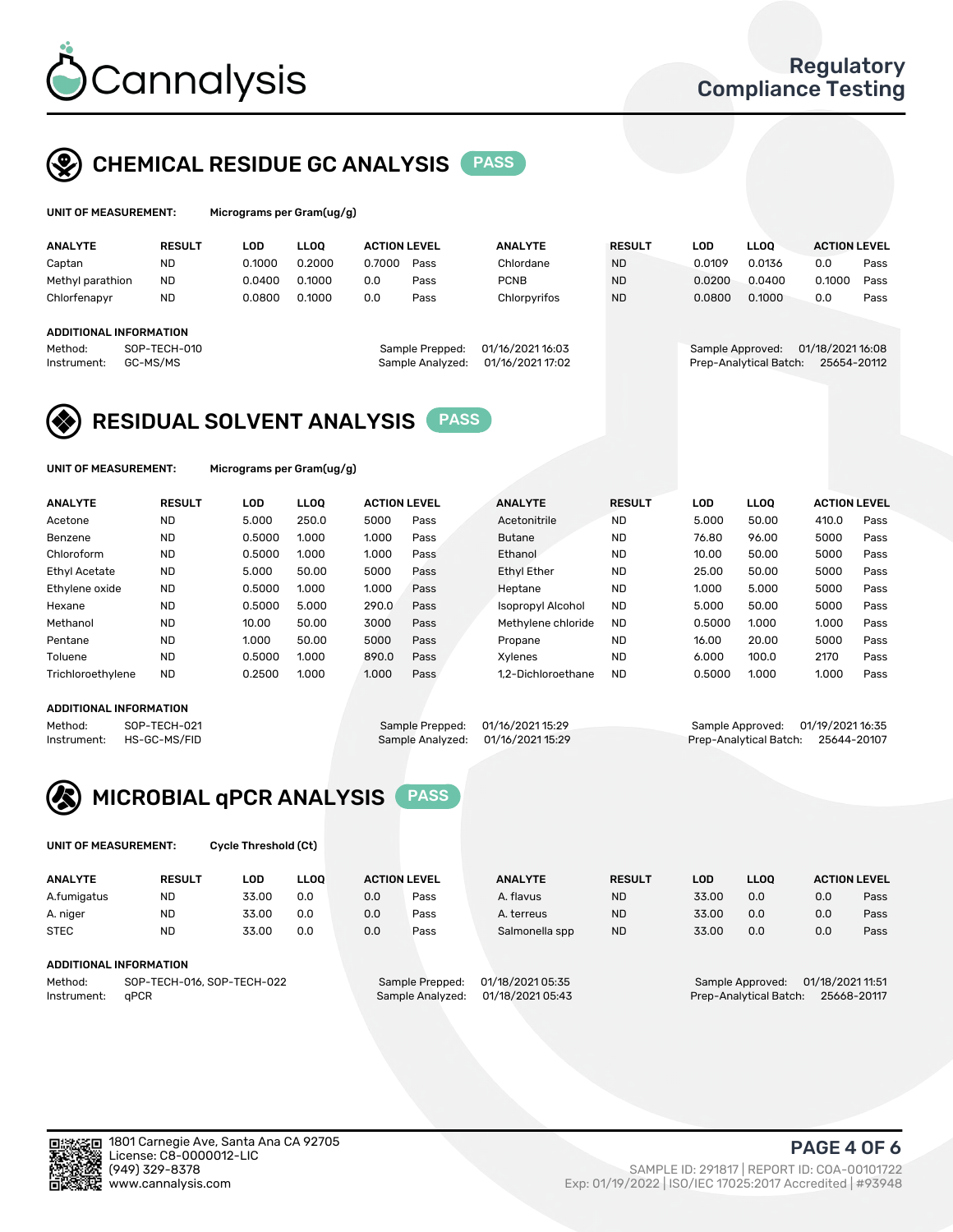# Cannalysis

Regulatory Compliance Testing

## CHEMICAL RESIDUE GC ANALYSIS PASS

**UNIT OF MEASUREMENT:** Micrograms per Gram(ug/g)

| ANALYTE | RESULT | LOD | LLOQ | ACTION LEVEL | | ANALYTE | RESULT | LOD | LLOQ | ACTION LEVEL | |
|---|---|---|---|---|---|---|---|---|---|---|---|
| Captan | ND | 0.1000 | 0.2000 | 0.7000 | Pass | Chlordane | ND | 0.0109 | 0.0136 | 0.0 | Pass |
| Methyl parathion | ND | 0.0400 | 0.1000 | 0.0 | Pass | PCNB | ND | 0.0200 | 0.0400 | 0.1000 | Pass |
| Chlorfenapyr | ND | 0.0800 | 0.1000 | 0.0 | Pass | Chlorpyrifos | ND | 0.0800 | 0.1000 | 0.0 | Pass |

**ADDITIONAL INFORMATION**

Method: SOP-TECH-010
Instrument: GC-MS/MS
Sample Prepped: 01/16/2021 16:03
Sample Analyzed: 01/16/2021 17:02
Sample Approved: 01/18/2021 16:08
Prep-Analytical Batch: 25654-20112

## RESIDUAL SOLVENT ANALYSIS PASS

**UNIT OF MEASUREMENT:** Micrograms per Gram(ug/g)

| ANALYTE | RESULT | LOD | LLOQ | ACTION LEVEL | | ANALYTE | RESULT | LOD | LLOQ | ACTION LEVEL | |
|---|---|---|---|---|---|---|---|---|---|---|---|
| Acetone | ND | 5.000 | 250.0 | 5000 | Pass | Acetonitrile | ND | 5.000 | 50.00 | 410.0 | Pass |
| Benzene | ND | 0.5000 | 1.000 | 1.000 | Pass | Butane | ND | 76.80 | 96.00 | 5000 | Pass |
| Chloroform | ND | 0.5000 | 1.000 | 1.000 | Pass | Ethanol | ND | 10.00 | 50.00 | 5000 | Pass |
| Ethyl Acetate | ND | 5.000 | 50.00 | 5000 | Pass | Ethyl Ether | ND | 25.00 | 50.00 | 5000 | Pass |
| Ethylene oxide | ND | 0.5000 | 1.000 | 1.000 | Pass | Heptane | ND | 1.000 | 5.000 | 5000 | Pass |
| Hexane | ND | 0.5000 | 5.000 | 290.0 | Pass | Isopropyl Alcohol | ND | 5.000 | 50.00 | 5000 | Pass |
| Methanol | ND | 10.00 | 50.00 | 3000 | Pass | Methylene chloride | ND | 0.5000 | 1.000 | 1.000 | Pass |
| Pentane | ND | 1.000 | 50.00 | 5000 | Pass | Propane | ND | 16.00 | 20.00 | 5000 | Pass |
| Toluene | ND | 0.5000 | 1.000 | 890.0 | Pass | Xylenes | ND | 6.000 | 100.0 | 2170 | Pass |
| Trichloroethylene | ND | 0.2500 | 1.000 | 1.000 | Pass | 1,2-Dichloroethane | ND | 0.5000 | 1.000 | 1.000 | Pass |

**ADDITIONAL INFORMATION**

Method: SOP-TECH-021
Instrument: HS-GC-MS/FID
Sample Prepped: 01/16/2021 15:29
Sample Analyzed: 01/16/2021 15:29
Sample Approved: 01/19/2021 16:35
Prep-Analytical Batch: 25644-20107

## MICROBIAL qPCR ANALYSIS PASS

**UNIT OF MEASUREMENT:** Cycle Threshold (Ct)

| ANALYTE | RESULT | LOD | LLOQ | ACTION LEVEL | | ANALYTE | RESULT | LOD | LLOQ | ACTION LEVEL | |
|---|---|---|---|---|---|---|---|---|---|---|---|
| A.fumigatus | ND | 33.00 | 0.0 | 0.0 | Pass | A. flavus | ND | 33.00 | 0.0 | 0.0 | Pass |
| A. niger | ND | 33.00 | 0.0 | 0.0 | Pass | A. terreus | ND | 33.00 | 0.0 | 0.0 | Pass |
| STEC | ND | 33.00 | 0.0 | 0.0 | Pass | Salmonella spp | ND | 33.00 | 0.0 | 0.0 | Pass |

**ADDITIONAL INFORMATION**

Method: SOP-TECH-016, SOP-TECH-022
Instrument: qPCR
Sample Prepped: 01/18/2021 05:35
Sample Analyzed: 01/18/2021 05:43
Sample Approved: 01/18/2021 11:51
Prep-Analytical Batch: 25668-20117

1801 Carnegie Ave, Santa Ana CA 92705
License: C8-0000012-LIC
(949) 329-8378
www.cannalysis.com

SAMPLE ID: 291817 | REPORT ID: COA-00101722
Exp: 01/19/2022 | ISO/IEC 17025:2017 Accredited | #93948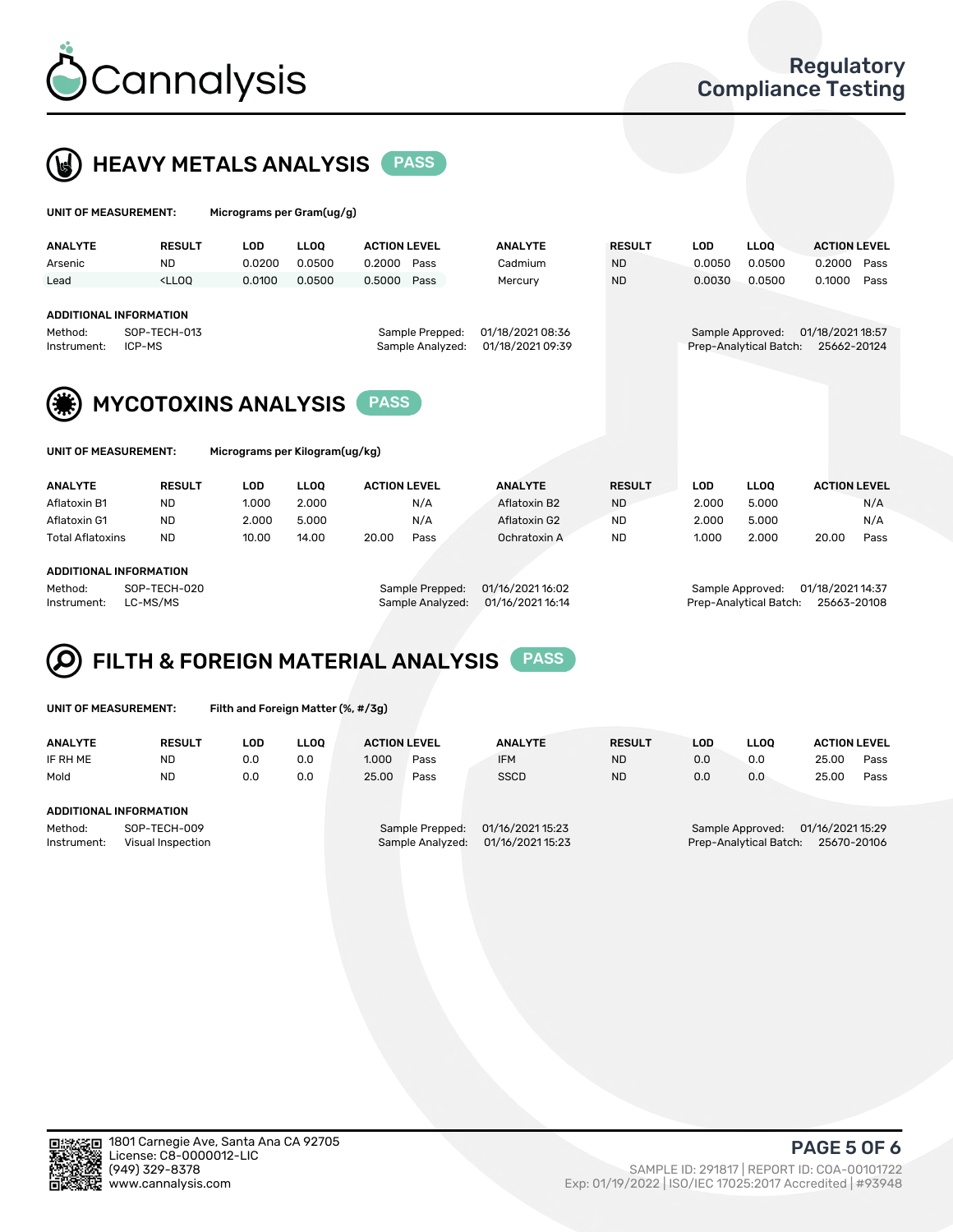# Cannalysis

**Regulatory Compliance Testing**

## HEAVY METALS ANALYSIS PASS

**UNIT OF MEASUREMENT:** Micrograms per Gram(ug/g)

| ANALYTE | RESULT | LOD | LLOQ | ACTION LEVEL | | ANALYTE | RESULT | LOD | LLOQ | ACTION LEVEL | |
|---|---|---|---|---|---|---|---|---|---|---|---|
| Arsenic | ND | 0.0200 | 0.0500 | 0.2000 | Pass | Cadmium | ND | 0.0050 | 0.0500 | 0.2000 | Pass |
| Lead | <LLOQ | 0.0100 | 0.0500 | 0.5000 | Pass | Mercury | ND | 0.0030 | 0.0500 | 0.1000 | Pass |

**ADDITIONAL INFORMATION**

Method: SOP-TECH-013
Instrument: ICP-MS
Sample Prepped: 01/18/2021 08:36
Sample Analyzed: 01/18/2021 09:39
Sample Approved: 01/18/2021 18:57
Prep-Analytical Batch: 25662-20124

## MYCOTOXINS ANALYSIS PASS

**UNIT OF MEASUREMENT:** Micrograms per Kilogram(ug/kg)

| ANALYTE | RESULT | LOD | LLOQ | ACTION LEVEL | | ANALYTE | RESULT | LOD | LLOQ | ACTION LEVEL | |
|---|---|---|---|---|---|---|---|---|---|---|---|
| Aflatoxin B1 | ND | 1.000 | 2.000 | | N/A | Aflatoxin B2 | ND | 2.000 | 5.000 | | N/A |
| Aflatoxin G1 | ND | 2.000 | 5.000 | | N/A | Aflatoxin G2 | ND | 2.000 | 5.000 | | N/A |
| Total Aflatoxins | ND | 10.00 | 14.00 | 20.00 | Pass | Ochratoxin A | ND | 1.000 | 2.000 | 20.00 | Pass |

**ADDITIONAL INFORMATION**

Method: SOP-TECH-020
Instrument: LC-MS/MS
Sample Prepped: 01/16/2021 16:02
Sample Analyzed: 01/16/2021 16:14
Sample Approved: 01/18/2021 14:37
Prep-Analytical Batch: 25663-20108

## FILTH & FOREIGN MATERIAL ANALYSIS PASS

**UNIT OF MEASUREMENT:** Filth and Foreign Matter (%, #/3g)

| ANALYTE | RESULT | LOD | LLOQ | ACTION LEVEL | | ANALYTE | RESULT | LOD | LLOQ | ACTION LEVEL | |
|---|---|---|---|---|---|---|---|---|---|---|---|
| IF RH ME | ND | 0.0 | 0.0 | 1.000 | Pass | IFM | ND | 0.0 | 0.0 | 25.00 | Pass |
| Mold | ND | 0.0 | 0.0 | 25.00 | Pass | SSCD | ND | 0.0 | 0.0 | 25.00 | Pass |

**ADDITIONAL INFORMATION**

Method: SOP-TECH-009
Instrument: Visual Inspection
Sample Prepped: 01/16/2021 15:23
Sample Analyzed: 01/16/2021 15:23
Sample Approved: 01/16/2021 15:29
Prep-Analytical Batch: 25670-20106

1801 Carnegie Ave, Santa Ana CA 92705
License: C8-0000012-LIC
(949) 329-8378
www.cannalysis.com

SAMPLE ID: 291817 | REPORT ID: COA-00101722
Exp: 01/19/2022 | ISO/IEC 17025:2017 Accredited | #93948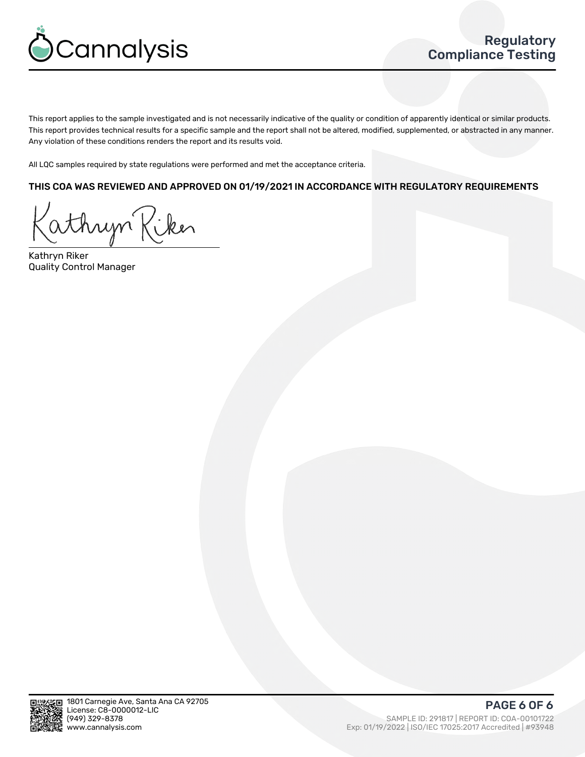This report applies to the sample investigated and is not necessarily indicative of the quality or condition of apparently identical or similar products. This report provides technical results for a specific sample and the report shall not be altered, modified, supplemented, or abstracted in any manner. Any violation of these conditions renders the report and its results void.

All LQC samples required by state regulations were performed and met the acceptance criteria.

**THIS COA WAS REVIEWED AND APPROVED ON 01/19/2021 IN ACCORDANCE WITH REGULATORY REQUIREMENTS**

Kathryn Riker
Quality Control Manager